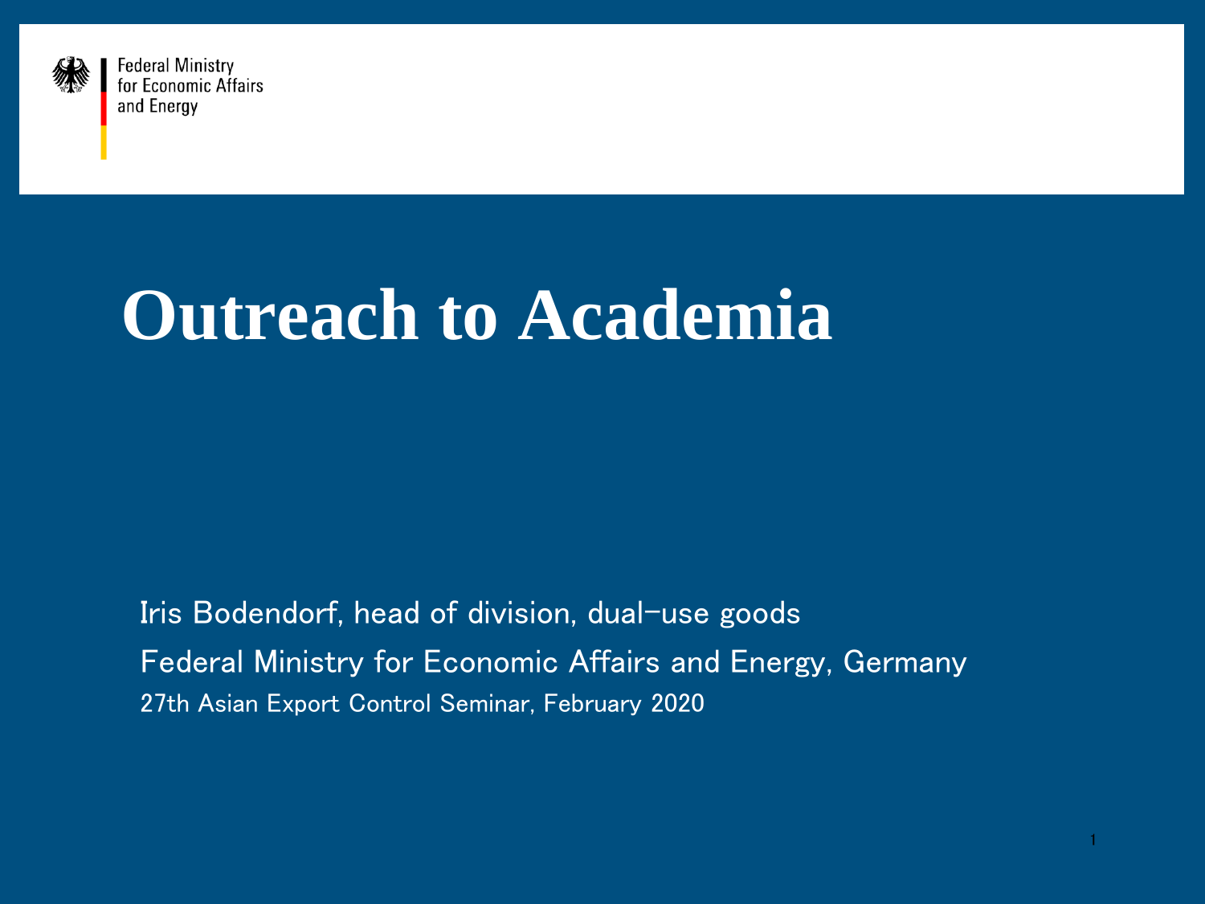Federal Ministry for Economic Affairs and Energy

# Outreach to Academia

Iris Bodendorf, head of division, dual-use goods

Federal Ministry for Economic Affairs and Energy, Germany

27th Asian Export Control Seminar, February 2020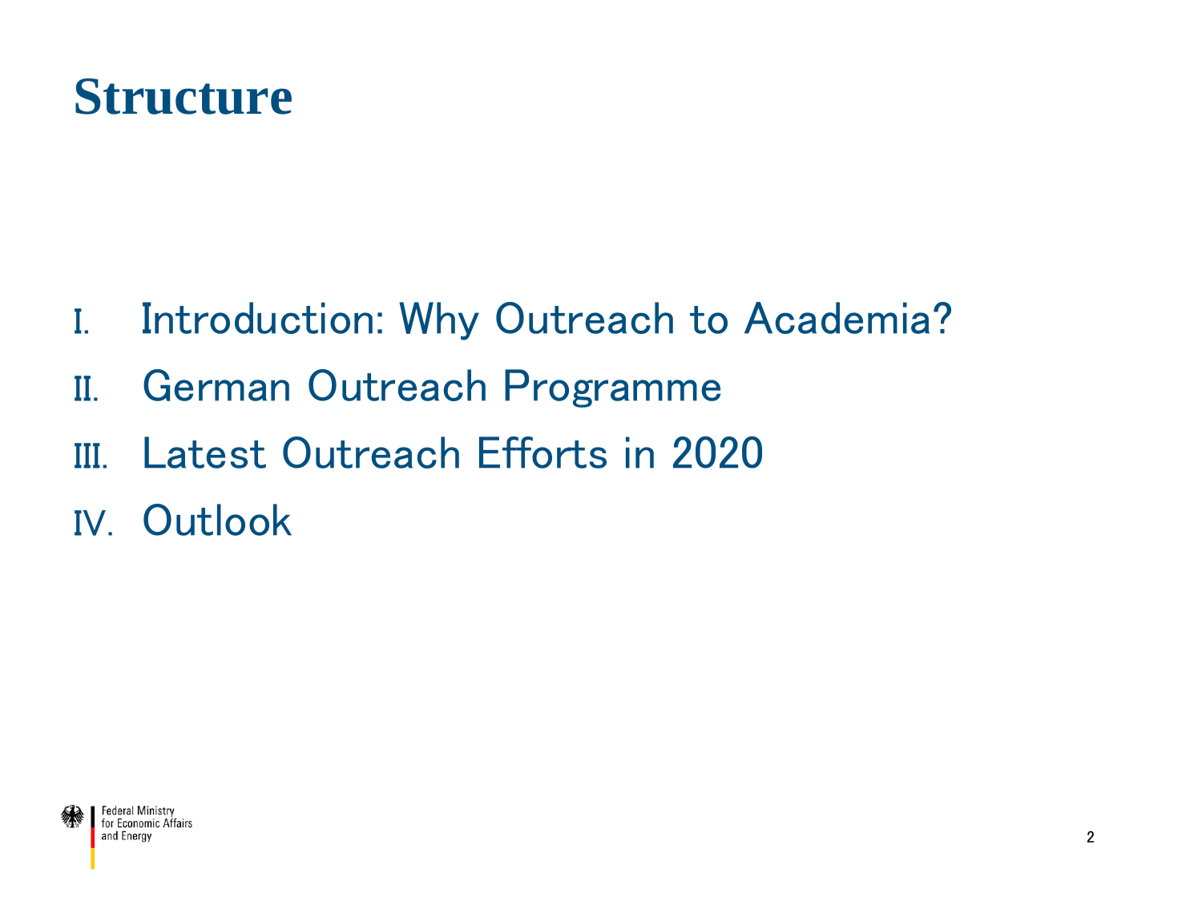# Structure

I. Introduction: Why Outreach to Academia?

II. German Outreach Programme

III. Latest Outreach Efforts in 2020

IV. Outlook

Federal Ministry for Economic Affairs and Energy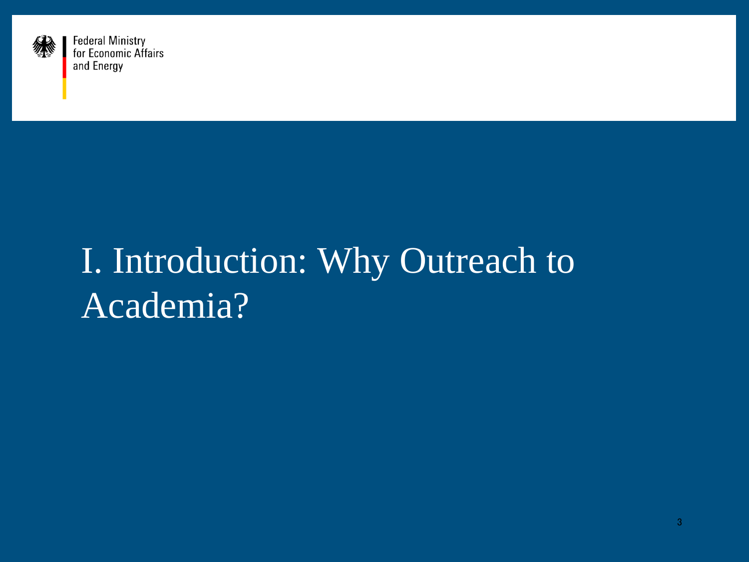Federal Ministry for Economic Affairs and Energy

# I. Introduction: Why Outreach to Academia?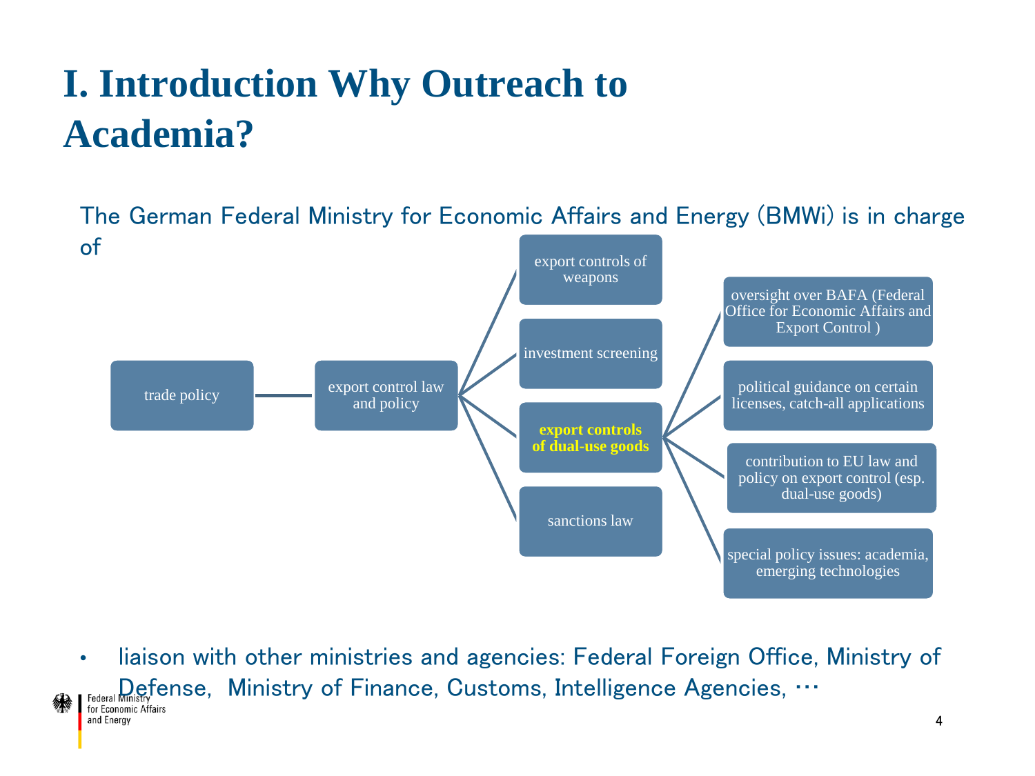# I. Introduction Why Outreach to Academia?

The German Federal Ministry for Economic Affairs and Energy (BMWi) is in charge of

- trade policy
  - export control law and policy
    - export controls of weapons
    - investment screening
    - **export controls of dual-use goods**
      - oversight over BAFA (Federal Office for Economic Affairs and Export Control )
      - political guidance on certain licenses, catch-all applications
      - contribution to EU law and policy on export control (esp. dual-use goods)
      - special policy issues: academia, emerging technologies
    - sanctions law

- liaison with other ministries and agencies: Federal Foreign Office, Ministry of Defense, Ministry of Finance, Customs, Intelligence Agencies, …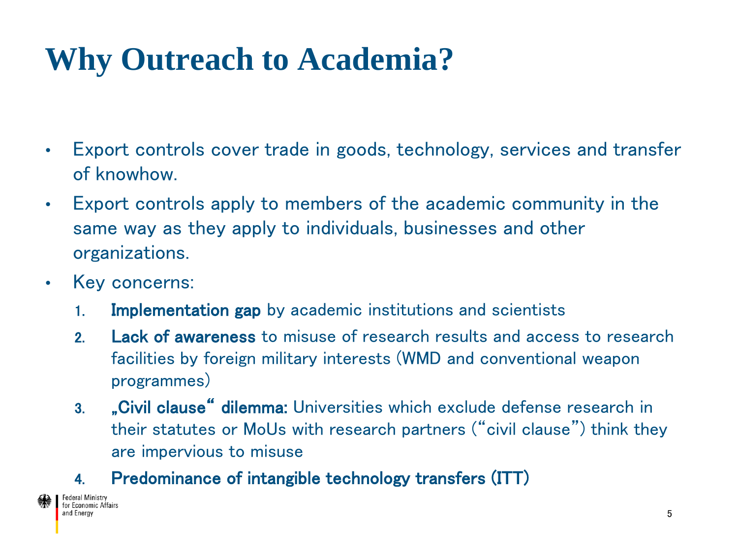# Why Outreach to Academia?

- Export controls cover trade in goods, technology, services and transfer of knowhow.
- Export controls apply to members of the academic community in the same way as they apply to individuals, businesses and other organizations.
- Key concerns:
  1. **Implementation gap** by academic institutions and scientists
  2. **Lack of awareness** to misuse of research results and access to research facilities by foreign military interests (WMD and conventional weapon programmes)
  3. **„Civil clause“ dilemma:** Universities which exclude defense research in their statutes or MoUs with research partners (“civil clause”) think they are impervious to misuse
  4. **Predominance of intangible technology transfers (ITT)**

Federal Ministry for Economic Affairs and Energy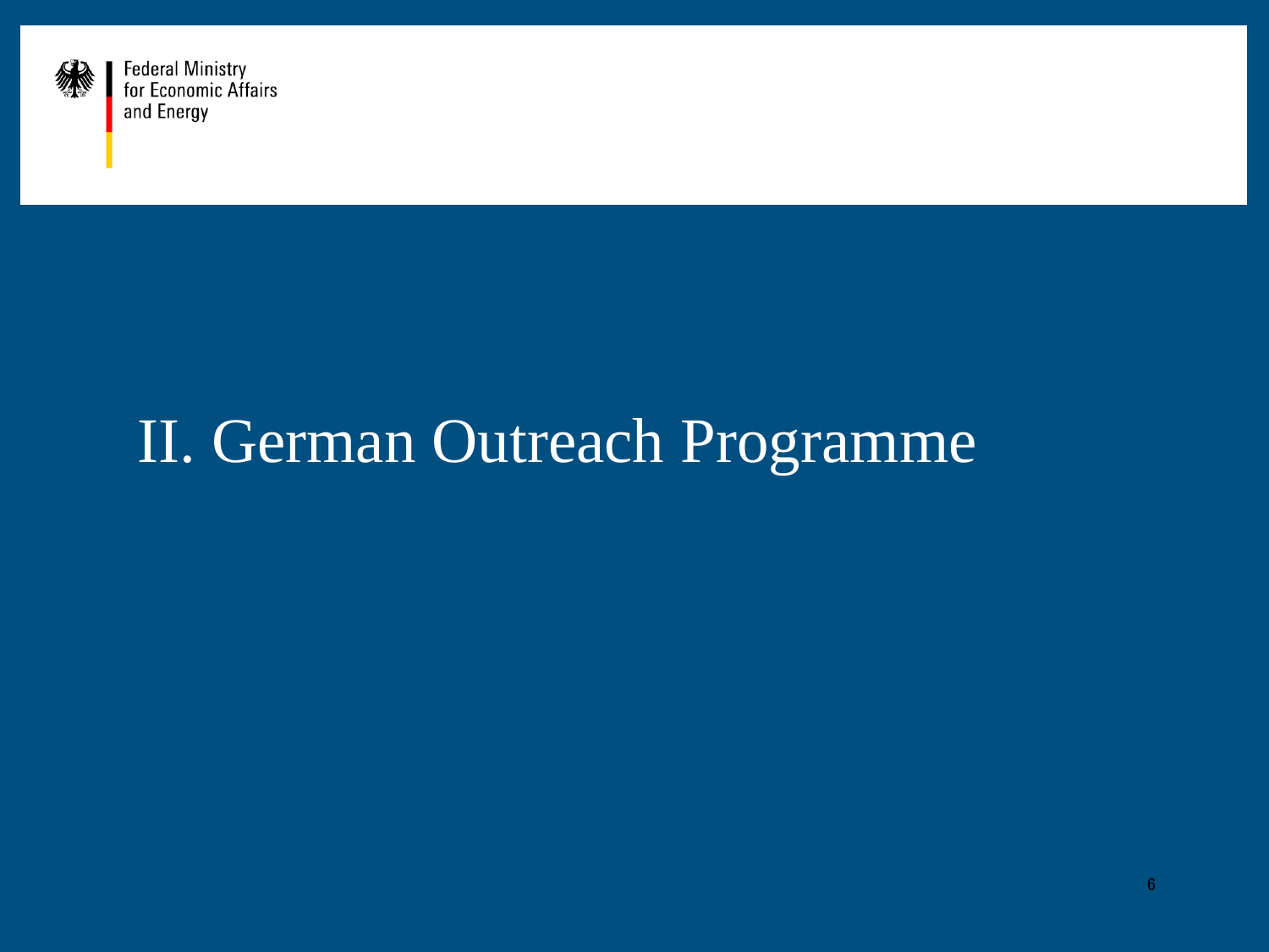Federal Ministry for Economic Affairs and Energy

# II. German Outreach Programme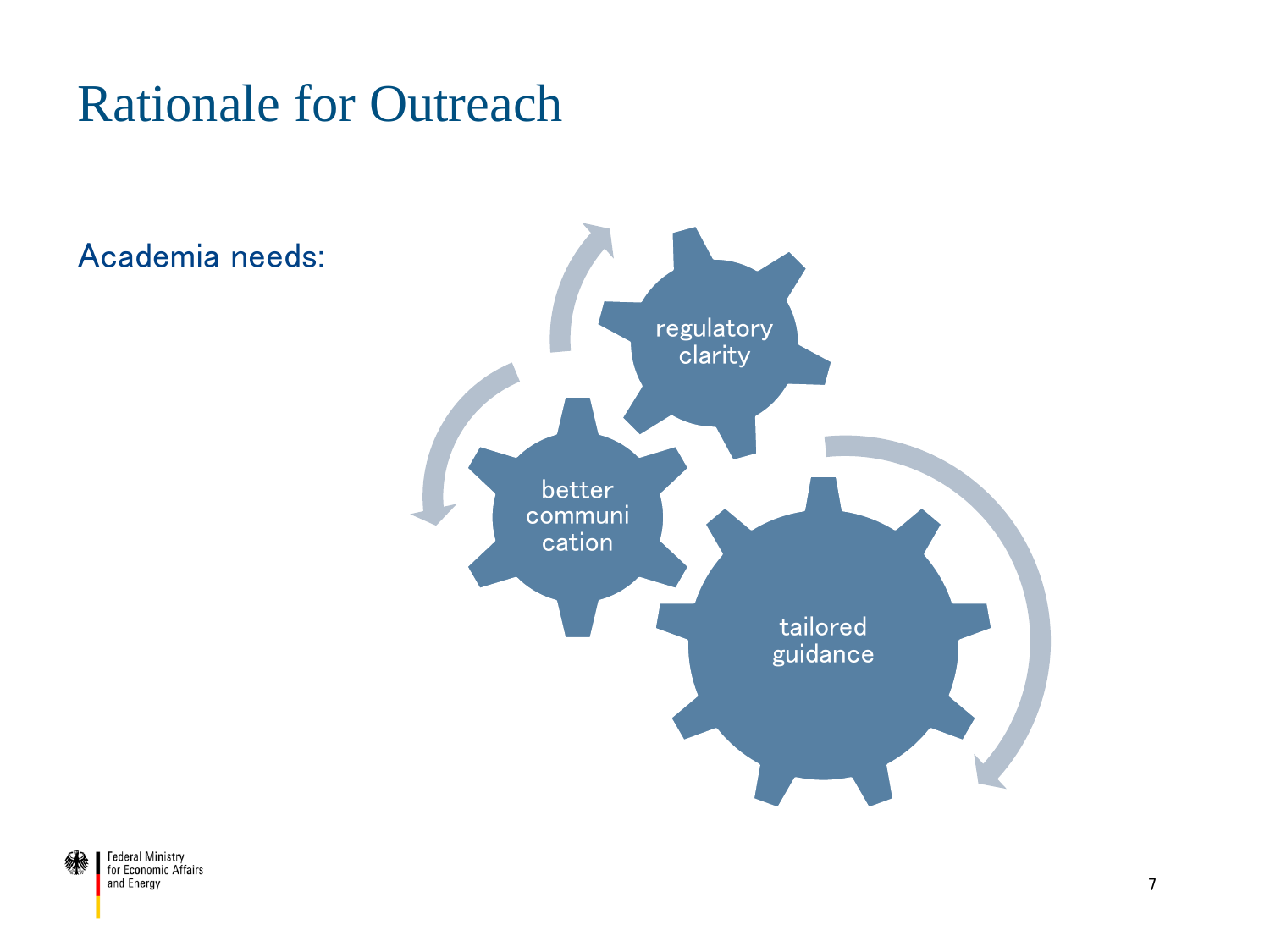# Rationale for Outreach

Academia needs:

- regulatory clarity
- better communication
- tailored guidance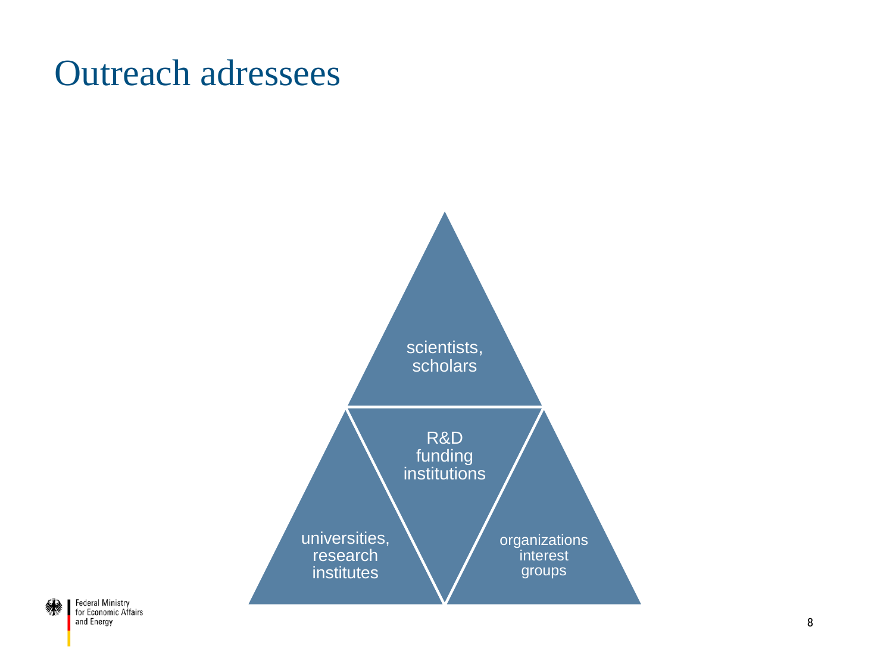# Outreach adressees

- scientists, scholars
- R&D funding institutions
- universities, research institutes
- organizations interest groups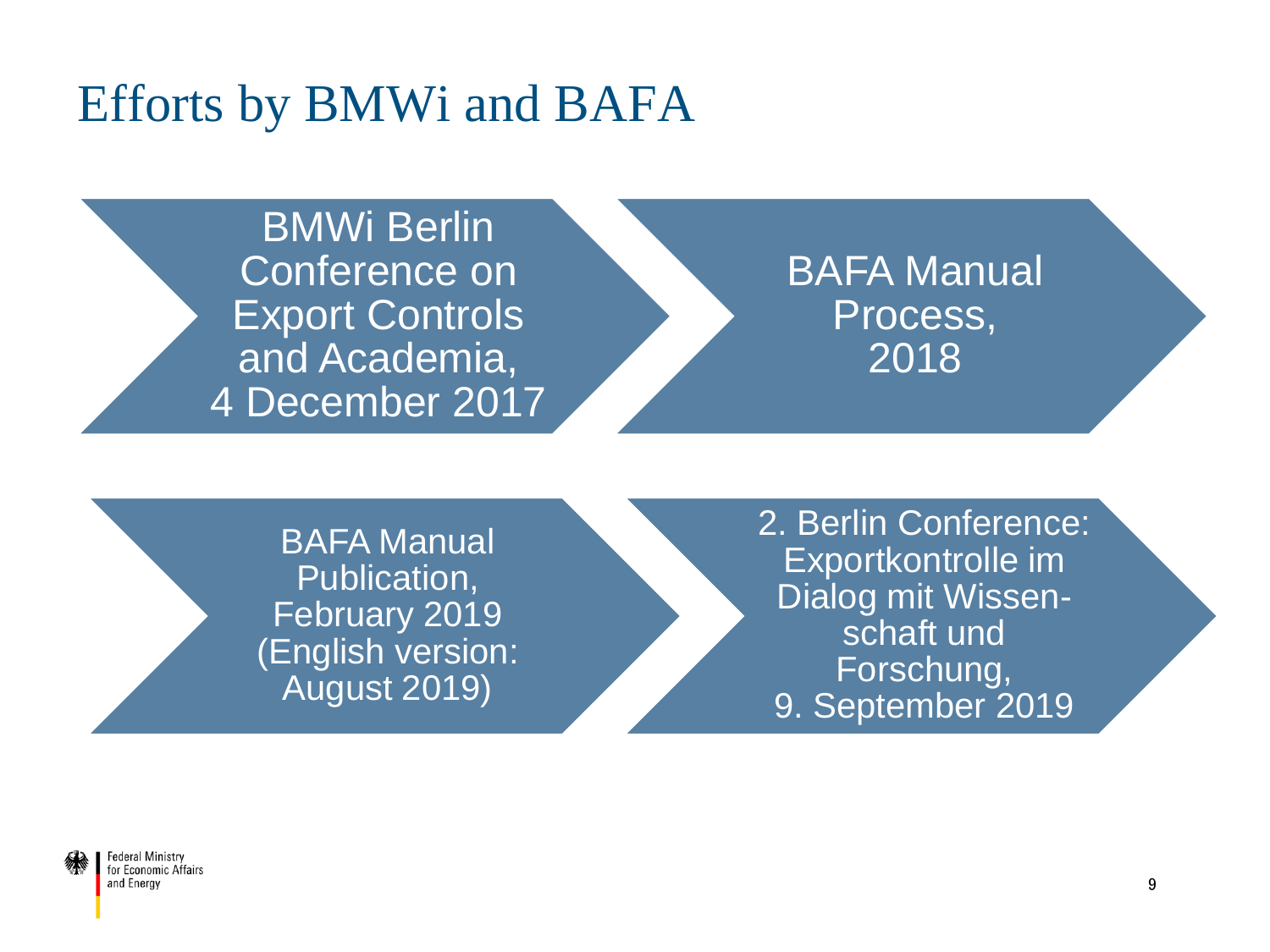# Efforts by BMWi and BAFA

- BMWi Berlin Conference on Export Controls and Academia, 4 December 2017
- BAFA Manual Process, 2018
- BAFA Manual Publication, February 2019 (English version: August 2019)
- 2. Berlin Conference: Exportkontrolle im Dialog mit Wissenschaft und Forschung, 9. September 2019

Federal Ministry for Economic Affairs and Energy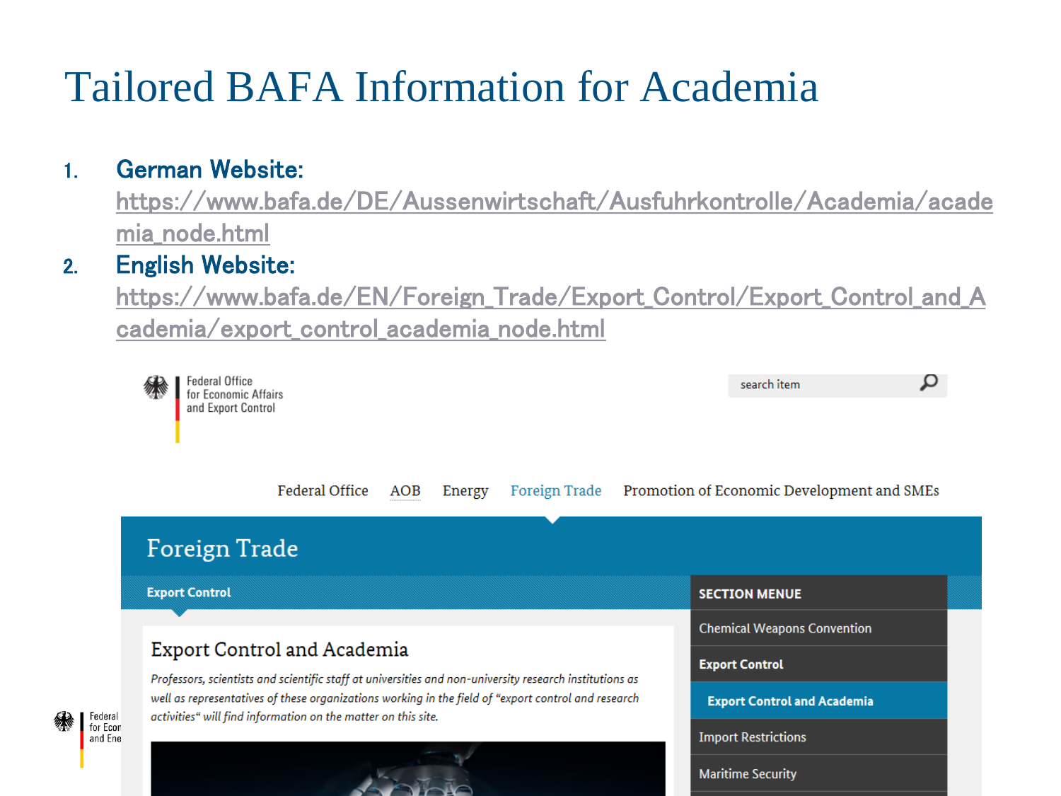# Tailored BAFA Information for Academia

1. **German Website:** https://www.bafa.de/DE/Aussenwirtschaft/Ausfuhrkontrolle/Academia/academia_node.html
2. **English Website:** https://www.bafa.de/EN/Foreign_Trade/Export_Control/Export_Control_and_Academia/export_control_academia_node.html

Federal Office for Economic Affairs and Export Control

search item

Federal Office | AOB | Energy | Foreign Trade | Promotion of Economic Development and SMEs

Foreign Trade

Export Control

## Export Control and Academia

*Professors, scientists and scientific staff at universities and non-university research institutions as well as representatives of these organizations working in the field of "export control and research activities" will find information on the matter on this site.*

SECTION MENUE

- Chemical Weapons Convention
- Export Control
  - Export Control and Academia
- Import Restrictions
- Maritime Security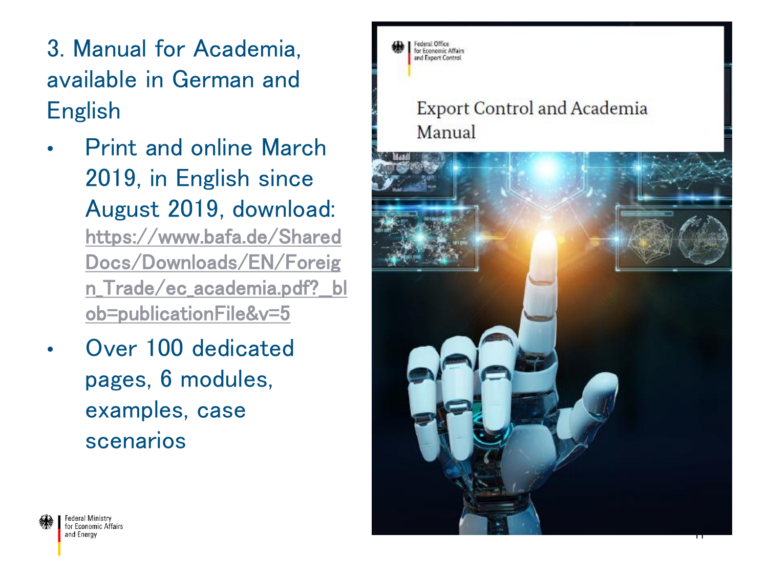## 3. Manual for Academia, available in German and English

- Print and online March 2019, in English since August 2019, download: https://www.bafa.de/SharedDocs/Downloads/EN/Foreign_Trade/ec_academia.pdf?__blob=publicationFile&v=5
- Over 100 dedicated pages, 6 modules, examples, case scenarios

Federal Office for Economic Affairs and Export Control

Export Control and Academia Manual

Federal Ministry for Economic Affairs and Energy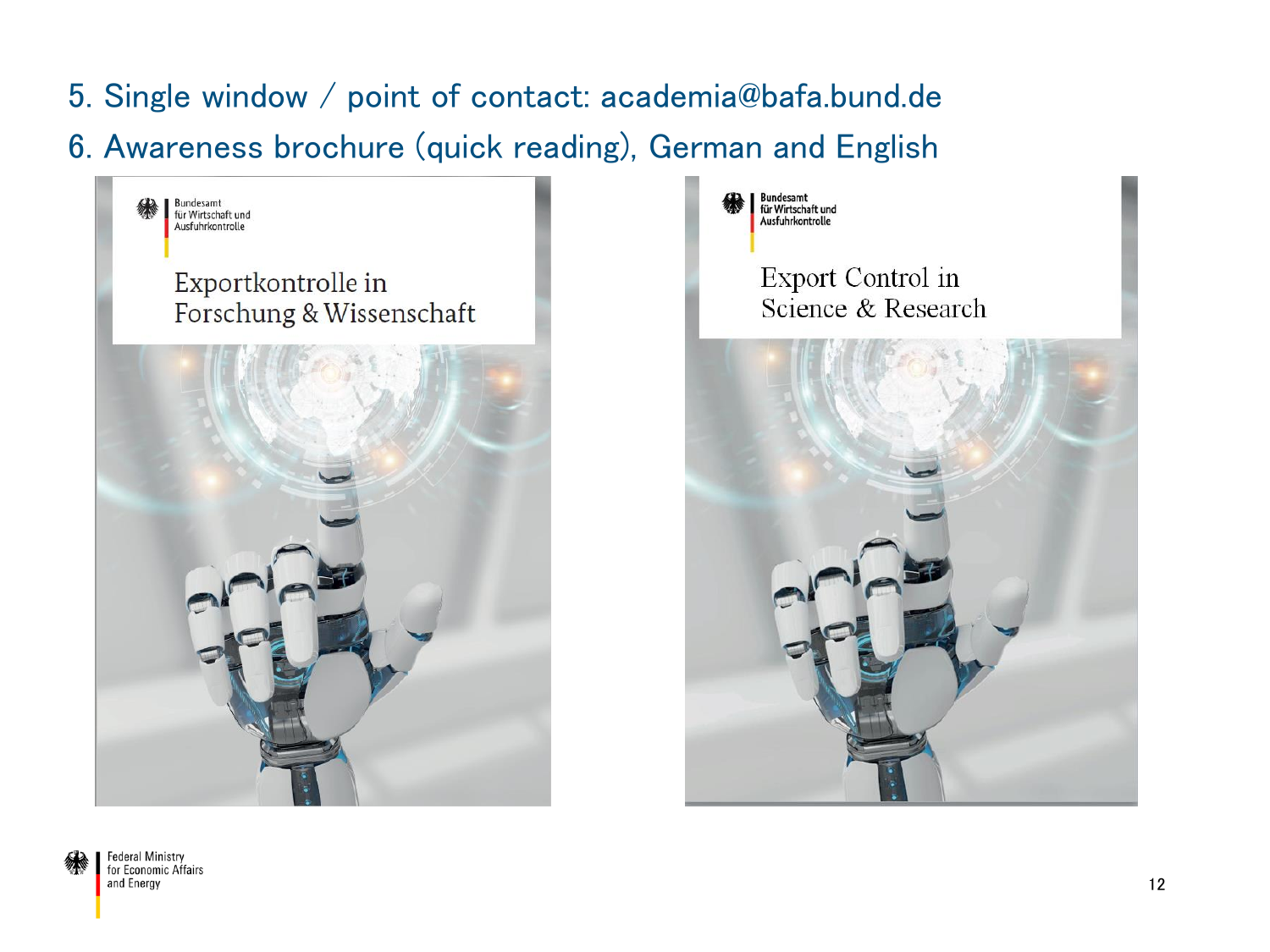5. Single window / point of contact: academia@bafa.bund.de

6. Awareness brochure (quick reading), German and English

Bundesamt für Wirtschaft und Ausfuhrkontrolle

Exportkontrolle in Forschung & Wissenschaft

Bundesamt für Wirtschaft und Ausfuhrkontrolle

Export Control in Science & Research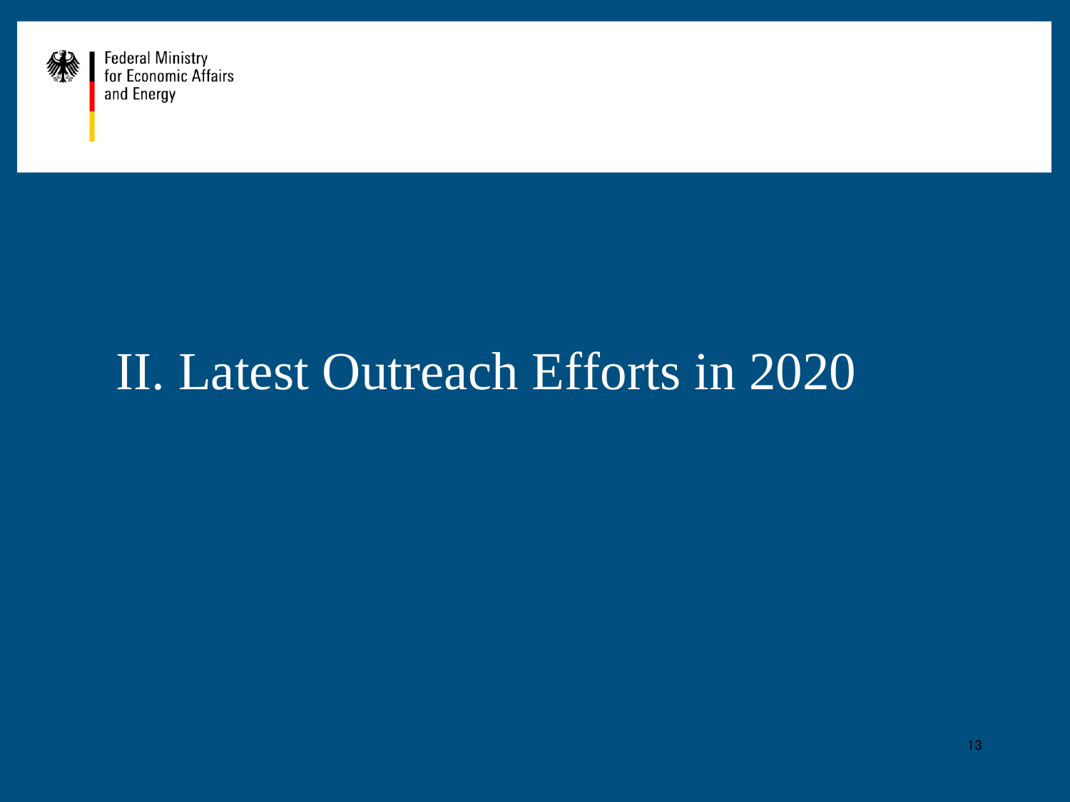Federal Ministry
for Economic Affairs
and Energy

# II. Latest Outreach Efforts in 2020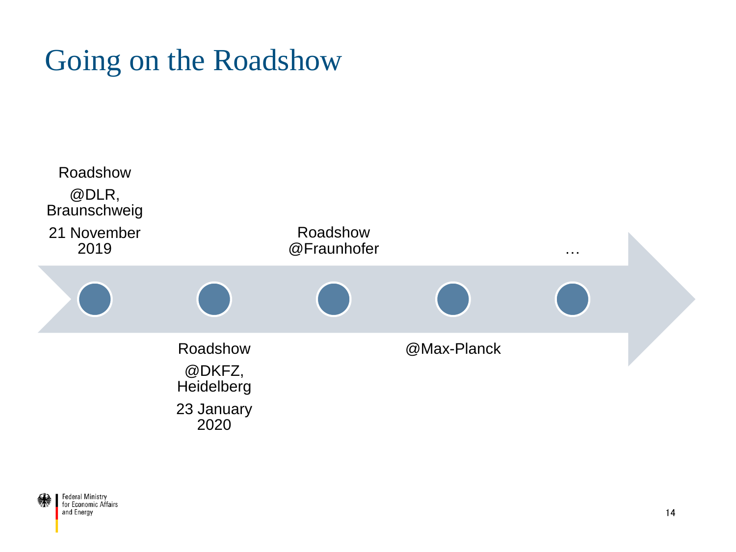# Going on the Roadshow

- Roadshow @DLR, Braunschweig – 21 November 2019
- Roadshow @DKFZ, Heidelberg – 23 January 2020
- Roadshow @Fraunhofer
- @Max-Planck
- …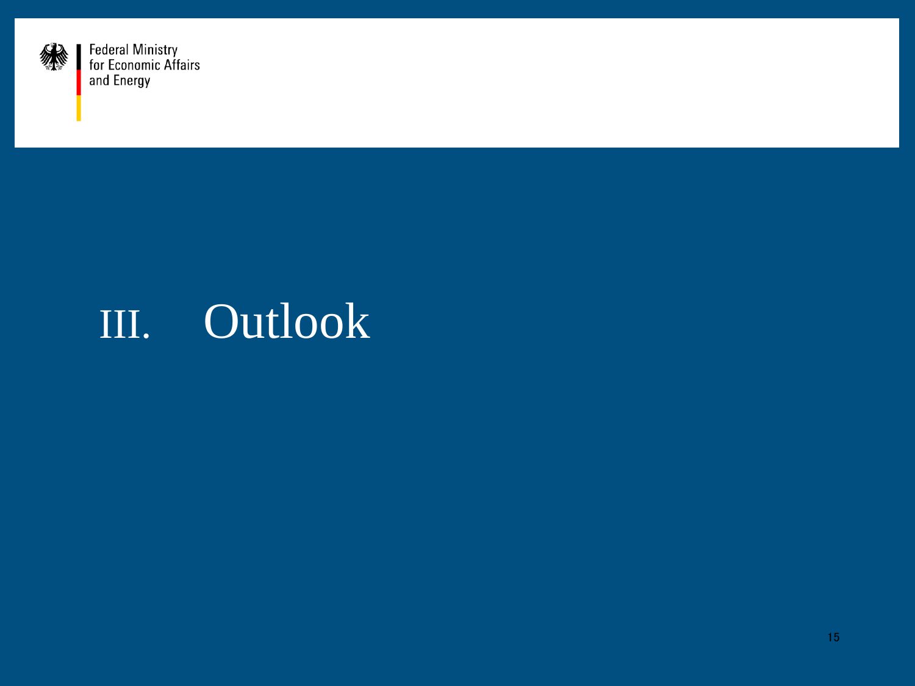Federal Ministry
for Economic Affairs
and Energy

# III. Outlook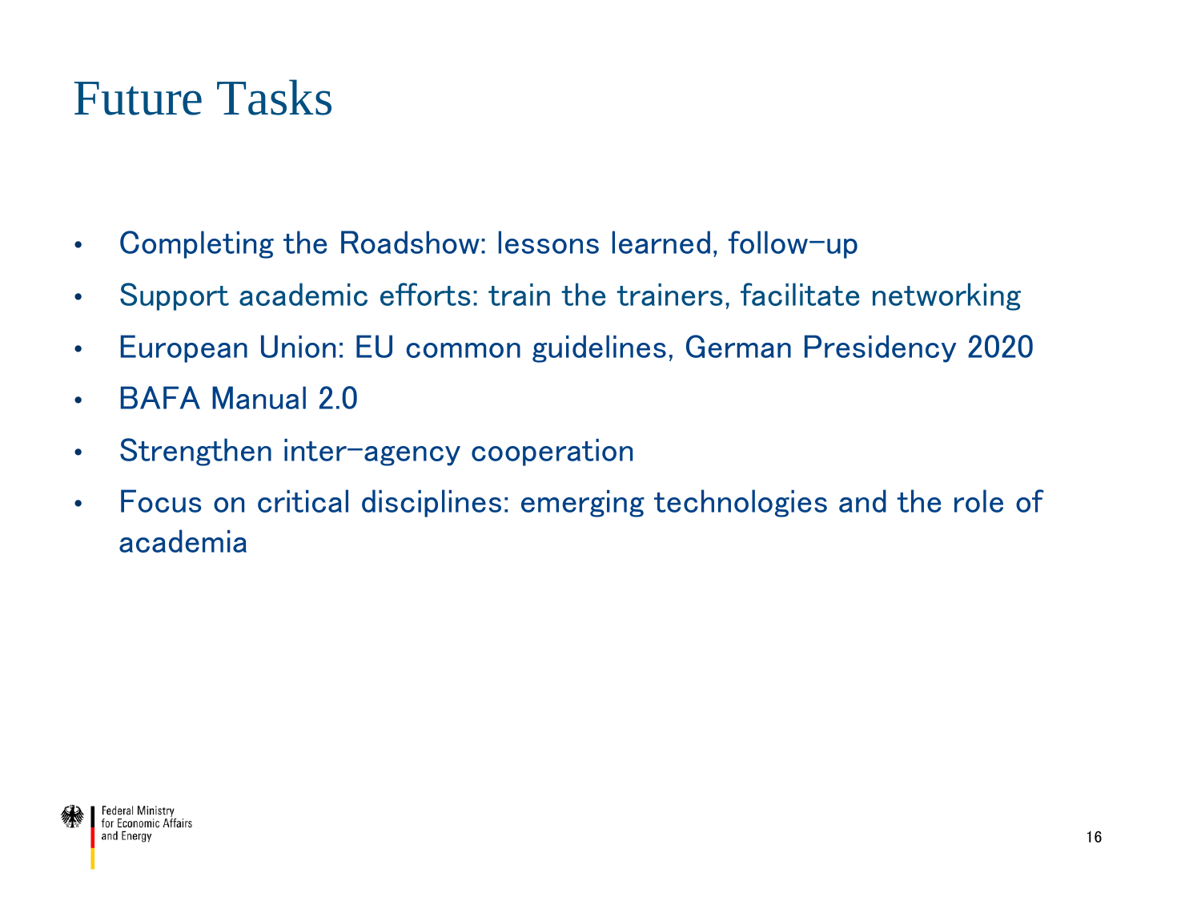# Future Tasks

- Completing the Roadshow: lessons learned, follow-up
- Support academic efforts: train the trainers, facilitate networking
- European Union: EU common guidelines, German Presidency 2020
- BAFA Manual 2.0
- Strengthen inter-agency cooperation
- Focus on critical disciplines: emerging technologies and the role of academia